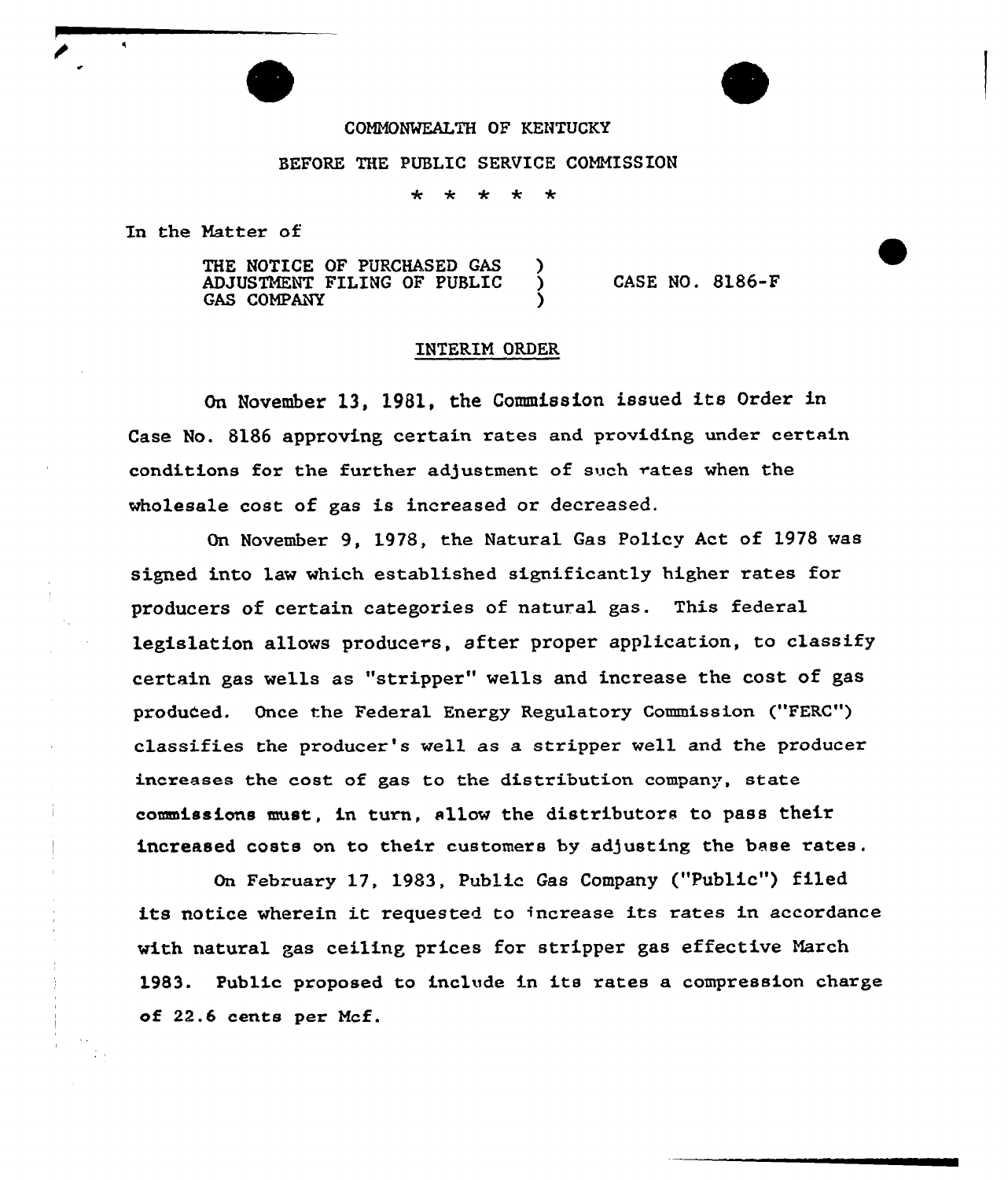COMMONWEALTH OF KENTUCKY

BEFORE THE PUBLIC SERVICE COMMISSION

\* \* \* \* \*

In the Matter of

| | | |
|---|---|---|
| THE NOTICE OF PURCHASED GAS ADJUSTMENT FILING OF PUBLIC GAS COMPANY | ) ) ) | CASE NO. 8186-F |

## INTERIM ORDER

On November 13, 1981, the Commission issued its Order in Case No. 8186 approving certain rates and providing under certain conditions for the further adjustment of such rates when the wholesale cost of gas is increased or decreased.

On November 9, 1978, the Natural Gas Policy Act of 1978 was signed into law which established significantly higher rates for producers of certain categories of natural gas. This federal legislation allows producers, after proper application, to classify certain gas wells as "stripper" wells and increase the cost of gas produced. Once the Federal Energy Regulatory Commission ("FERC") classifies the producer's well as a stripper well and the producer increases the cost of gas to the distribution company, state commissions must, in turn, allow the distributors to pass their increased costs on to their customers by adjusting the base rates.

On February 17, 1983, Public Gas Company ("Public") filed its notice wherein it requested to increase its rates in accordance with natural gas ceiling prices for stripper gas effective March 1983. Public proposed to include in its rates a compression charge of 22.6 cents per Mcf.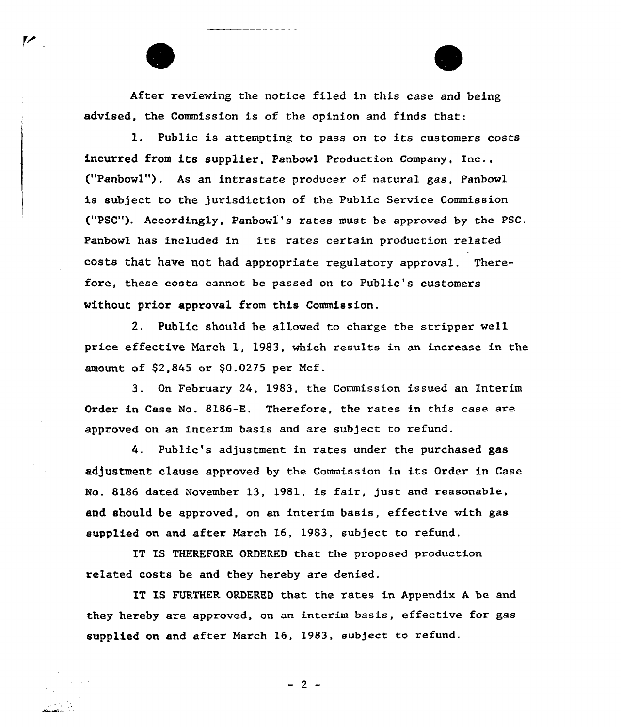After reviewing the notice filed in this case and being advised, the Commission is of the opinion and finds that:

1. Public is attempting to pass on to its customers costs incurred from its supplier, Panbowl Production Company, Inc., ("Panbowl"). As an intrastate producer of natural gas, Panbowl is subject to the jurisdiction of the Public Service Commission ("PSC"). Accordingly, Panbowl's rates must be approved by the PSC. Panbowl has included in its rates certain production related costs that have not had appropriate regulatory approval. Therefore, these costs cannot be passed on to Public's customers without prior approval from this Commission.

2. Public should be allowed to charge the stripper well price effective March 1, 1983, which results in an increase in the amount of $2,845 or $0.0275 per Mcf.

3. On February 24, 1983, the Commission issued an Interim Order in Case No. 8186-E. Therefore, the rates in this case are approved on an interim basis and are subject to refund.

4. Public's adjustment in rates under the purchased gas adjustment clause approved by the Commission in its Order in Case No. 8186 dated November 13, 1981, is fair, just and reasonable, and should be approved, on an interim basis, effective with gas supplied on and after March 16, 1983, subject to refund.

IT IS THEREFORE ORDERED that the proposed production related costs be and they hereby are denied.

IT IS FURTHER ORDERED that the rates in Appendix A be and they hereby are approved, on an interim basis, effective for gas supplied on and after March 16, 1983, subject to refund.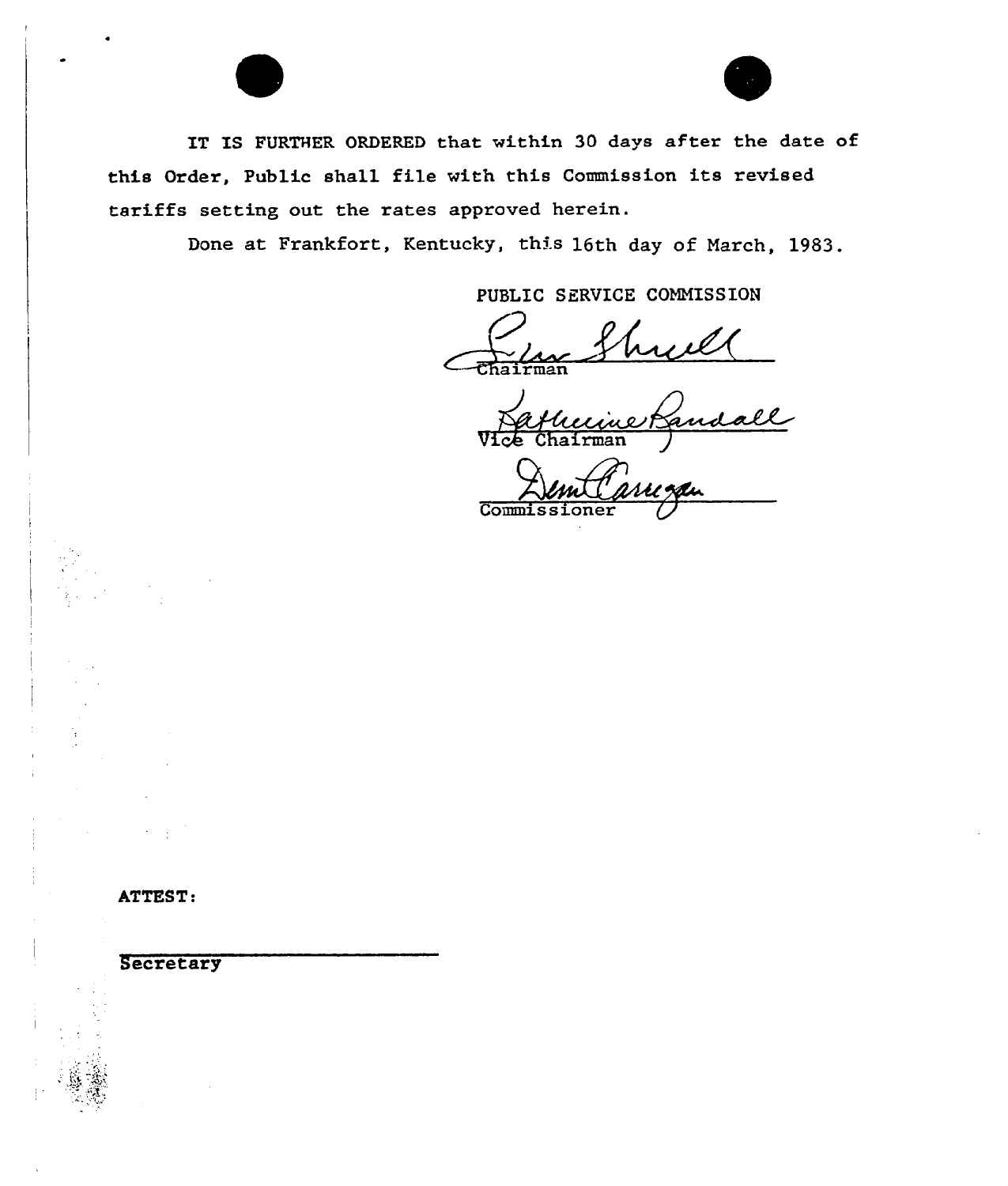IT IS FURTHER ORDERED that within 30 days after the date of this Order, Public shall file with this Commission its revised tariffs setting out the rates approved herein.

Done at Frankfort, Kentucky, this 16th day of March, 1983.

PUBLIC SERVICE COMMISSION

Chairman

Vice Chairman

Commissioner

ATTEST:

Secretary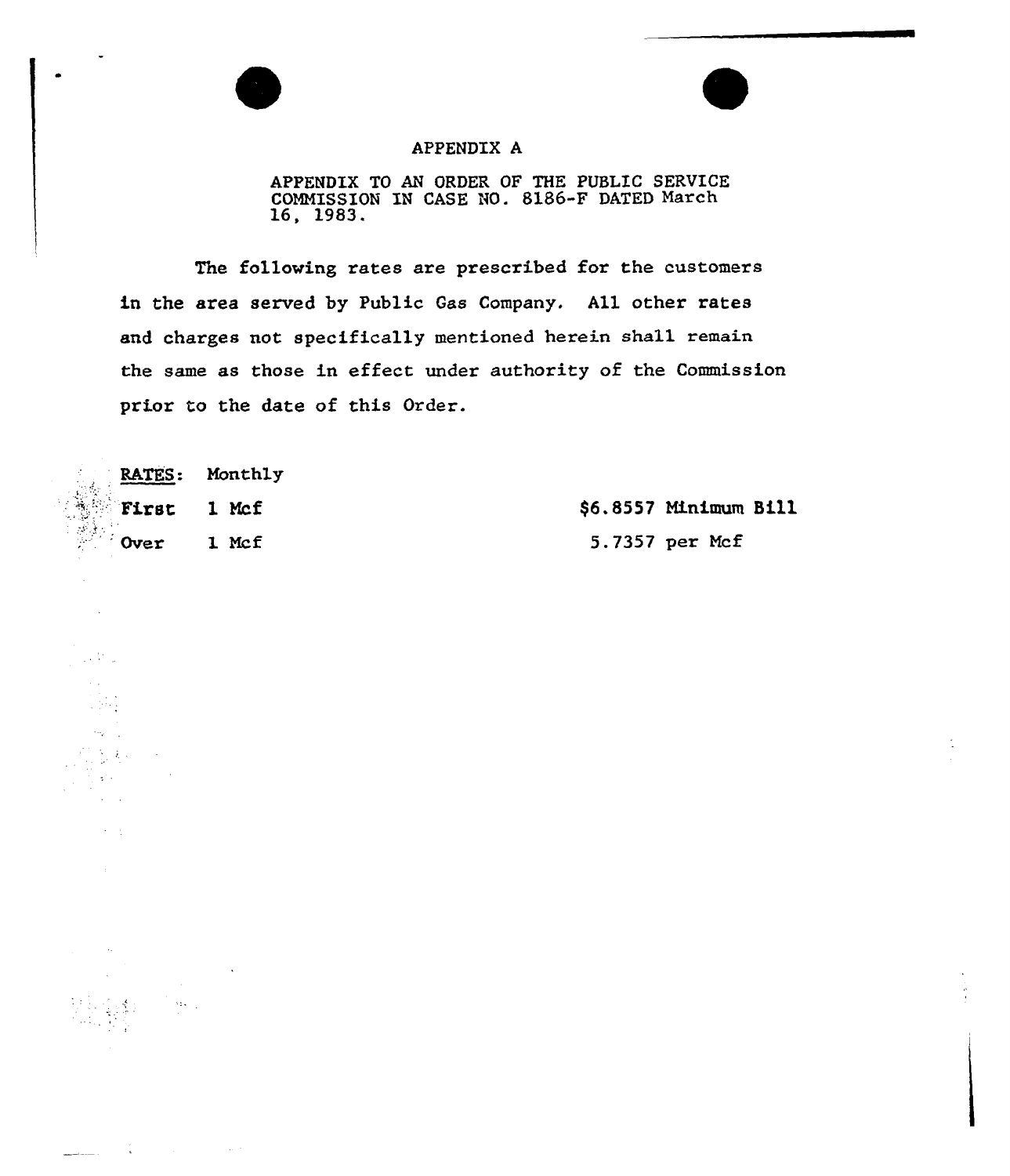# APPENDIX A

APPENDIX TO AN ORDER OF THE PUBLIC SERVICE COMMISSION IN CASE NO. 8186-F DATED March 16, 1983.

The following rates are prescribed for the customers in the area served by Public Gas Company. All other rates and charges not specifically mentioned herein shall remain the same as those in effect under authority of the Commission prior to the date of this Order.

| <u>RATES</u>: | Monthly | |
|---|---|---|
| First | 1 Mcf | $6.8557 Minimum Bill |
| Over | 1 Mcf | 5.7357 per Mcf |